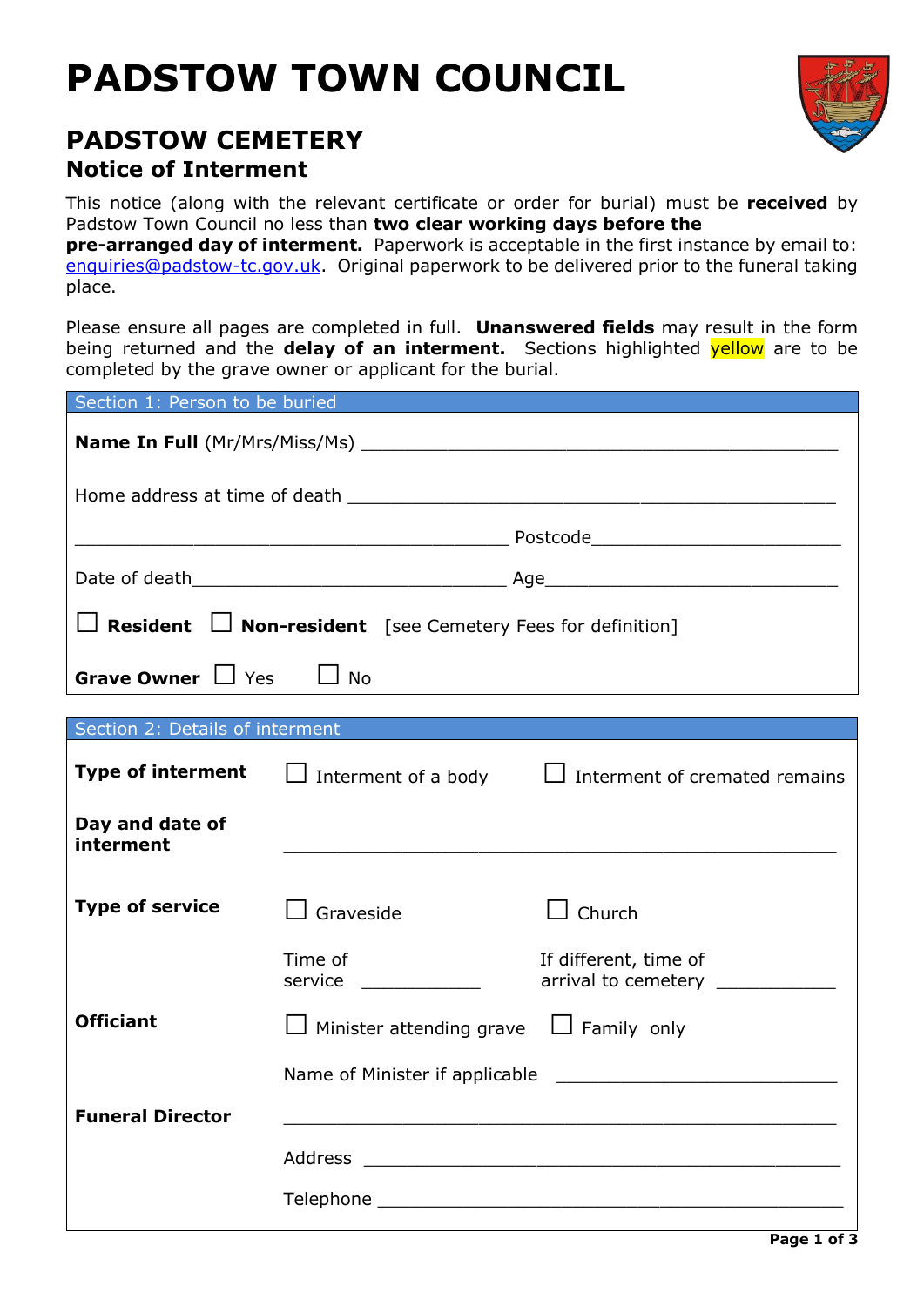# PADSTOW TOWN COUNCIL

## PADSTOW CEMETERY

### Notice of Interment

This notice (along with the relevant certificate or order for burial) must be **received** by Padstow Town Council no less than **two clear working days before the pre-arranged day of interment.** Paperwork is acceptable in the first instance by email to: enquiries@padstow-tc.gov.uk. Original paperwork to be delivered prior to the funeral taking place.

Please ensure all pages are completed in full. **Unanswered fields** may result in the form being returned and the **delay of an interment.** Sections highlighted yellow are to be completed by the grave owner or applicant for the burial.

**Section 1: Person to be buried**

**Name In Full** (Mr/Mrs/Miss/Ms) ______________________________________________

Home address at time of death ______________________________________________

______________________________________________ Postcode________________________

Date of death______________________________ Age______________________________

☐ **Resident** ☐ **Non-resident** [see Cemetery Fees for definition]

**Grave Owner** ☐ Yes ☐ No

**Section 2: Details of interment**

**Type of interment** ☐ Interment of a body ☐ Interment of cremated remains

**Day and date of interment** ______________________________________________

**Type of service** ☐ Graveside ☐ Church

Time of service ____________ If different, time of arrival to cemetery ____________

**Officiant** ☐ Minister attending grave ☐ Family only

Name of Minister if applicable ____________________________

**Funeral Director** ______________________________________________

Address ______________________________________________

Telephone ______________________________________________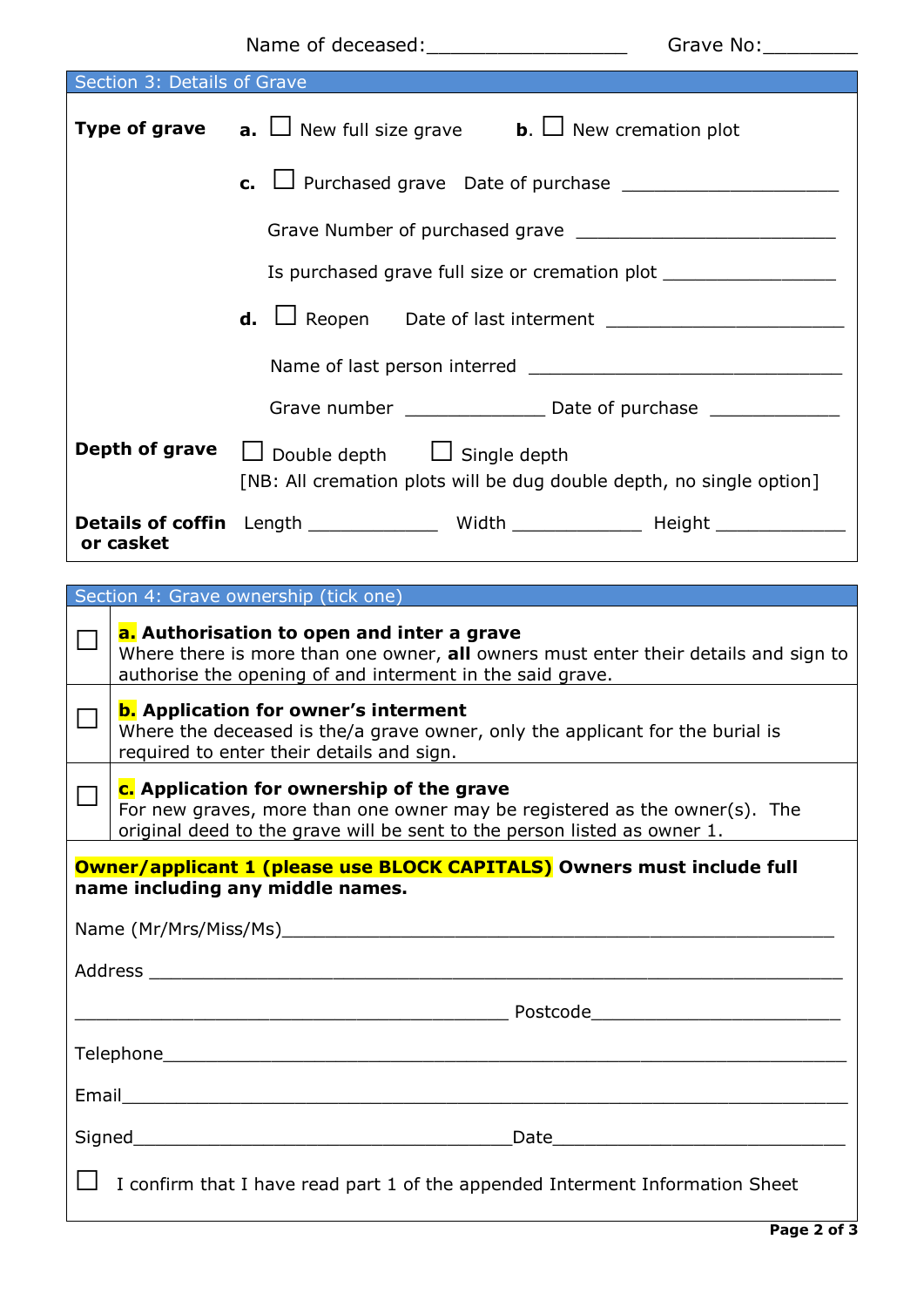Name of deceased:__________________ Grave No:________

## Section 3: Details of Grave

**Type of grave**

**a.** ☐ New full size grave **b.** ☐ New cremation plot

**c.** ☐ Purchased grave Date of purchase ____________________

Grave Number of purchased grave ________________________

Is purchased grave full size or cremation plot ________________

**d.** ☐ Reopen Date of last interment ______________________

Name of last person interred ______________________________

Grave number _____________ Date of purchase _____________

**Depth of grave** ☐ Double depth ☐ Single depth

[NB: All cremation plots will be dug double depth, no single option]

**Details of coffin or casket** Length ____________ Width ____________ Height ____________

## Section 4: Grave ownership (tick one)

☐ **a. Authorisation to open and inter a grave**
Where there is more than one owner, **all** owners must enter their details and sign to authorise the opening of and interment in the said grave.

☐ **b. Application for owner's interment**
Where the deceased is the/a grave owner, only the applicant for the burial is required to enter their details and sign.

☐ **c. Application for ownership of the grave**
For new graves, more than one owner may be registered as the owner(s). The original deed to the grave will be sent to the person listed as owner 1.

**Owner/applicant 1 (please use BLOCK CAPITALS) Owners must include full name including any middle names.**

Name (Mr/Mrs/Miss/Ms)__________________________________________________

Address ______________________________________________________________

_________________________________________ Postcode_______________________

Telephone_____________________________________________________________

Email_________________________________________________________________

Signed____________________________________Date___________________________

☐ I confirm that I have read part 1 of the appended Interment Information Sheet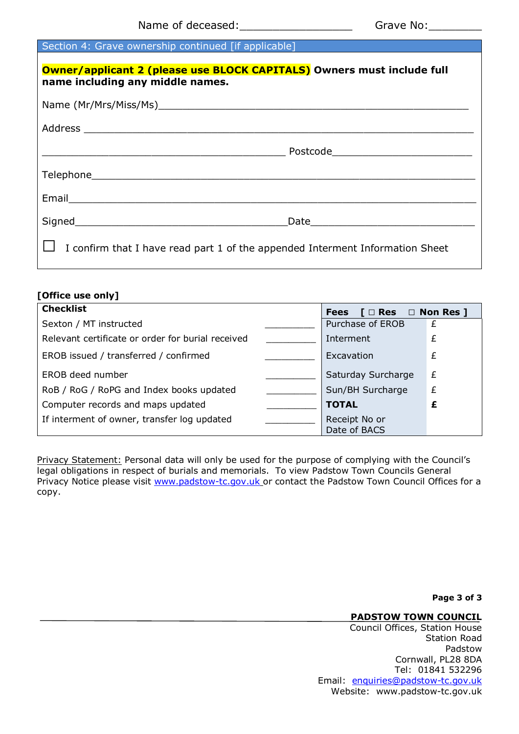Name of deceased:_________________ Grave No:________

## Section 4: Grave ownership continued [if applicable]

**Owner/applicant 2 (please use BLOCK CAPITALS) Owners must include full name including any middle names.**

Name (Mr/Mrs/Miss/Ms)_______________________________________________

Address ____________________________________________________________

_________________________________________ Postcode_______________________

Telephone___________________________________________________________

Email_______________________________________________________________

Signed____________________________________Date__________________________

☐ I confirm that I have read part 1 of the appended Interment Information Sheet

**[Office use only]**

| **Checklist** | | **Fees [ □ Res □ Non Res ]** | |
|---|---|---|---|
| Sexton / MT instructed | _________ | Purchase of EROB | £ |
| Relevant certificate or order for burial received | _________ | Interment | £ |
| EROB issued / transferred / confirmed | _________ | Excavation | £ |
| EROB deed number | _________ | Saturday Surcharge | £ |
| RoB / RoG / RoPG and Index books updated | _________ | Sun/BH Surcharge | £ |
| Computer records and maps updated | _________ | **TOTAL** | **£** |
| If interment of owner, transfer log updated | _________ | Receipt No or Date of BACS | |

Privacy Statement: Personal data will only be used for the purpose of complying with the Council's legal obligations in respect of burials and memorials. To view Padstow Town Councils General Privacy Notice please visit www.padstow-tc.gov.uk or contact the Padstow Town Council Offices for a copy.

**PADSTOW TOWN COUNCIL**
Council Offices, Station House
Station Road
Padstow
Cornwall, PL28 8DA
Tel: 01841 532296
Email: enquiries@padstow-tc.gov.uk
Website: www.padstow-tc.gov.uk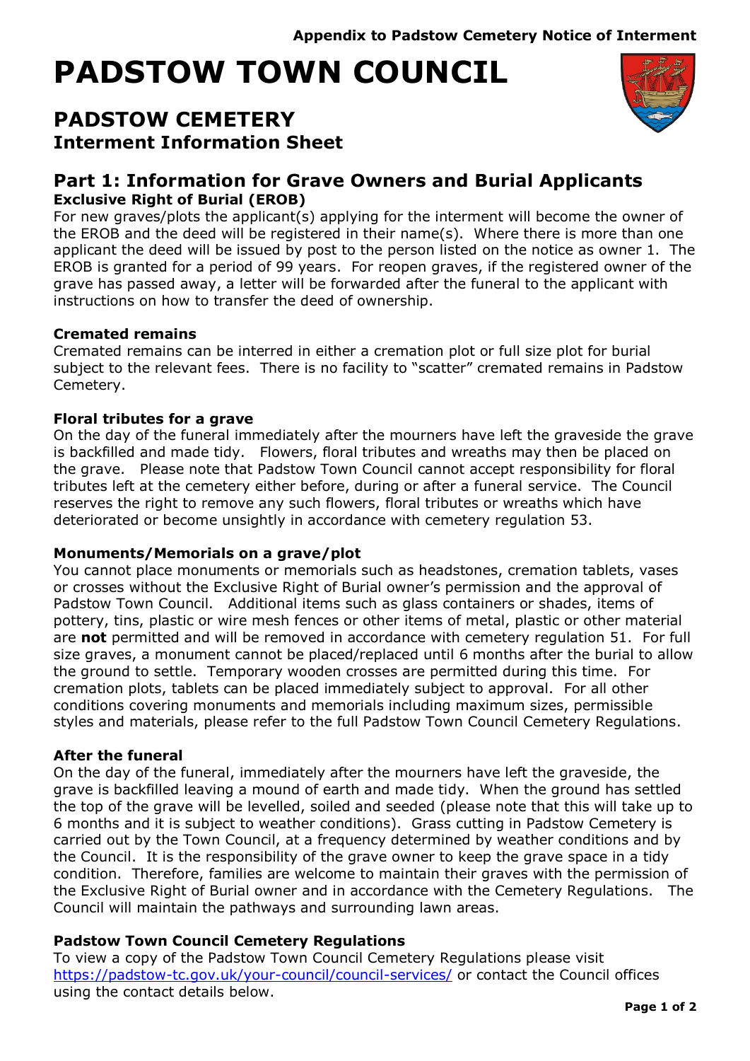Appendix to Padstow Cemetery Notice of Interment

# PADSTOW TOWN COUNCIL

## PADSTOW CEMETERY

### Interment Information Sheet

## Part 1: Information for Grave Owners and Burial Applicants

**Exclusive Right of Burial (EROB)**

For new graves/plots the applicant(s) applying for the interment will become the owner of the EROB and the deed will be registered in their name(s). Where there is more than one applicant the deed will be issued by post to the person listed on the notice as owner 1. The EROB is granted for a period of 99 years. For reopen graves, if the registered owner of the grave has passed away, a letter will be forwarded after the funeral to the applicant with instructions on how to transfer the deed of ownership.

**Cremated remains**

Cremated remains can be interred in either a cremation plot or full size plot for burial subject to the relevant fees. There is no facility to "scatter" cremated remains in Padstow Cemetery.

**Floral tributes for a grave**

On the day of the funeral immediately after the mourners have left the graveside the grave is backfilled and made tidy. Flowers, floral tributes and wreaths may then be placed on the grave. Please note that Padstow Town Council cannot accept responsibility for floral tributes left at the cemetery either before, during or after a funeral service. The Council reserves the right to remove any such flowers, floral tributes or wreaths which have deteriorated or become unsightly in accordance with cemetery regulation 53.

**Monuments/Memorials on a grave/plot**

You cannot place monuments or memorials such as headstones, cremation tablets, vases or crosses without the Exclusive Right of Burial owner's permission and the approval of Padstow Town Council. Additional items such as glass containers or shades, items of pottery, tins, plastic or wire mesh fences or other items of metal, plastic or other material are **not** permitted and will be removed in accordance with cemetery regulation 51. For full size graves, a monument cannot be placed/replaced until 6 months after the burial to allow the ground to settle. Temporary wooden crosses are permitted during this time. For cremation plots, tablets can be placed immediately subject to approval. For all other conditions covering monuments and memorials including maximum sizes, permissible styles and materials, please refer to the full Padstow Town Council Cemetery Regulations.

**After the funeral**

On the day of the funeral, immediately after the mourners have left the graveside, the grave is backfilled leaving a mound of earth and made tidy. When the ground has settled the top of the grave will be levelled, soiled and seeded (please note that this will take up to 6 months and it is subject to weather conditions). Grass cutting in Padstow Cemetery is carried out by the Town Council, at a frequency determined by weather conditions and by the Council. It is the responsibility of the grave owner to keep the grave space in a tidy condition. Therefore, families are welcome to maintain their graves with the permission of the Exclusive Right of Burial owner and in accordance with the Cemetery Regulations. The Council will maintain the pathways and surrounding lawn areas.

**Padstow Town Council Cemetery Regulations**

To view a copy of the Padstow Town Council Cemetery Regulations please visit https://padstow-tc.gov.uk/your-council/council-services/ or contact the Council offices using the contact details below.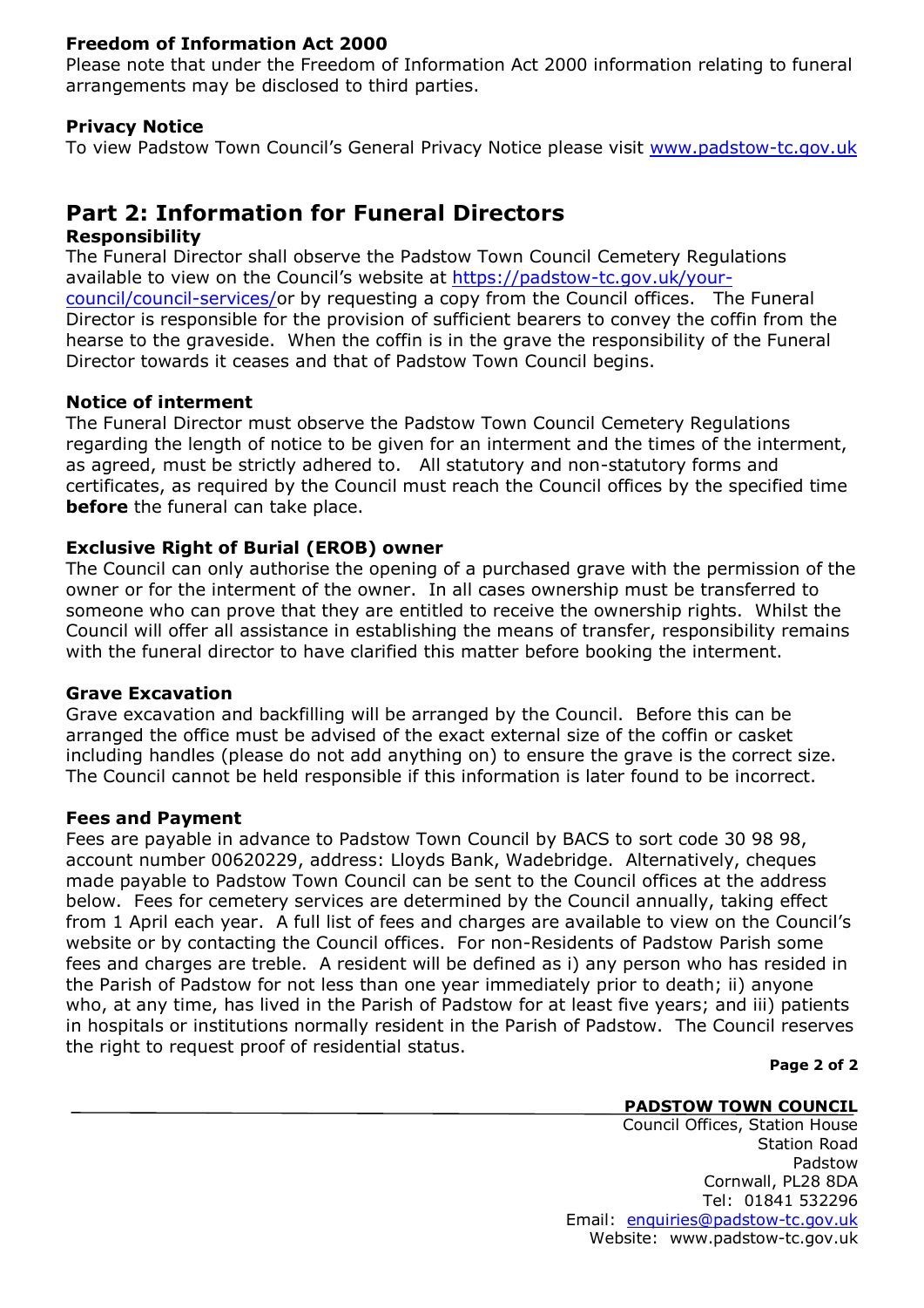### Freedom of Information Act 2000

Please note that under the Freedom of Information Act 2000 information relating to funeral arrangements may be disclosed to third parties.

### Privacy Notice

To view Padstow Town Council's General Privacy Notice please visit www.padstow-tc.gov.uk

## Part 2: Information for Funeral Directors

### Responsibility

The Funeral Director shall observe the Padstow Town Council Cemetery Regulations available to view on the Council's website at https://padstow-tc.gov.uk/your-council/council-services/or by requesting a copy from the Council offices. The Funeral Director is responsible for the provision of sufficient bearers to convey the coffin from the hearse to the graveside. When the coffin is in the grave the responsibility of the Funeral Director towards it ceases and that of Padstow Town Council begins.

### Notice of interment

The Funeral Director must observe the Padstow Town Council Cemetery Regulations regarding the length of notice to be given for an interment and the times of the interment, as agreed, must be strictly adhered to. All statutory and non-statutory forms and certificates, as required by the Council must reach the Council offices by the specified time **before** the funeral can take place.

### Exclusive Right of Burial (EROB) owner

The Council can only authorise the opening of a purchased grave with the permission of the owner or for the interment of the owner. In all cases ownership must be transferred to someone who can prove that they are entitled to receive the ownership rights. Whilst the Council will offer all assistance in establishing the means of transfer, responsibility remains with the funeral director to have clarified this matter before booking the interment.

### Grave Excavation

Grave excavation and backfilling will be arranged by the Council. Before this can be arranged the office must be advised of the exact external size of the coffin or casket including handles (please do not add anything on) to ensure the grave is the correct size. The Council cannot be held responsible if this information is later found to be incorrect.

### Fees and Payment

Fees are payable in advance to Padstow Town Council by BACS to sort code 30 98 98, account number 00620229, address: Lloyds Bank, Wadebridge. Alternatively, cheques made payable to Padstow Town Council can be sent to the Council offices at the address below. Fees for cemetery services are determined by the Council annually, taking effect from 1 April each year. A full list of fees and charges are available to view on the Council's website or by contacting the Council offices. For non-Residents of Padstow Parish some fees and charges are treble. A resident will be defined as i) any person who has resided in the Parish of Padstow for not less than one year immediately prior to death; ii) anyone who, at any time, has lived in the Parish of Padstow for at least five years; and iii) patients in hospitals or institutions normally resident in the Parish of Padstow. The Council reserves the right to request proof of residential status.

**PADSTOW TOWN COUNCIL**
Council Offices, Station House
Station Road
Padstow
Cornwall, PL28 8DA
Tel: 01841 532296
Email: enquiries@padstow-tc.gov.uk
Website: www.padstow-tc.gov.uk